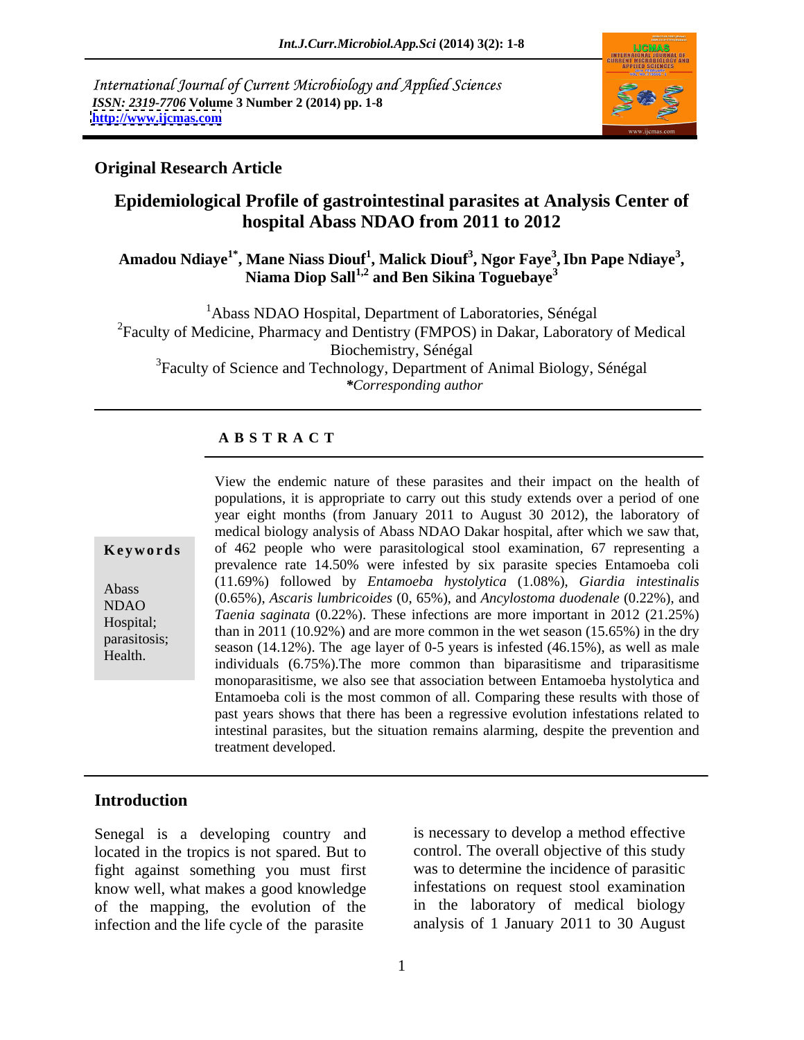International Journal of Current Microbiology and Applied Sciences
*ISSN: 2319-7706* **Volume 3 Number 2 (2014) pp. 1-8**
**http://www.ijcmas.com**

**Original Research Article**

# Epidemiological Profile of gastrointestinal parasites at Analysis Center of hospital Abass NDAO from 2011 to 2012

**Amadou Ndiaye[1*], Mane Niass Diouf[1], Malick Diouf[3], Ngor Faye[3], Ibn Pape Ndiaye[3], Niama Diop Sall[1,2] and Ben Sikina Toguebaye[3]**

[1]Abass NDAO Hospital, Department of Laboratories, Sénégal
[2]Faculty of Medicine, Pharmacy and Dentistry (FMPOS) in Dakar, Laboratory of Medical Biochemistry, Sénégal
[3]Faculty of Science and Technology, Department of Animal Biology, Sénégal
*\*Corresponding author*

**A B S T R A C T**

**Keywords**

Abass NDAO Hospital; parasitosis; Health.

View the endemic nature of these parasites and their impact on the health of populations, it is appropriate to carry out this study extends over a period of one year eight months (from January 2011 to August 30 2012), the laboratory of medical biology analysis of Abass NDAO Dakar hospital, after which we saw that, of 462 people who were parasitological stool examination, 67 representing a prevalence rate 14.50% were infested by six parasite species Entamoeba coli (11.69%) followed by *Entamoeba hystolytica* (1.08%), *Giardia intestinalis* (0.65%), *Ascaris lumbricoides* (0, 65%), and *Ancylostoma duodenale* (0.22%), and *Taenia saginata* (0.22%). These infections are more important in 2012 (21.25%) than in 2011 (10.92%) and are more common in the wet season (15.65%) in the dry season (14.12%). The age layer of 0-5 years is infested (46.15%), as well as male individuals (6.75%).The more common than biparasitisme and triparasitisme monoparasitisme, we also see that association between Entamoeba hystolytica and Entamoeba coli is the most common of all. Comparing these results with those of past years shows that there has been a regressive evolution infestations related to intestinal parasites, but the situation remains alarming, despite the prevention and treatment developed.

## Introduction

Senegal is a developing country and located in the tropics is not spared. But to fight against something you must first know well, what makes a good knowledge of the mapping, the evolution of the infection and the life cycle of the parasite is necessary to develop a method effective control. The overall objective of this study was to determine the incidence of parasitic infestations on request stool examination in the laboratory of medical biology analysis of 1 January 2011 to 30 August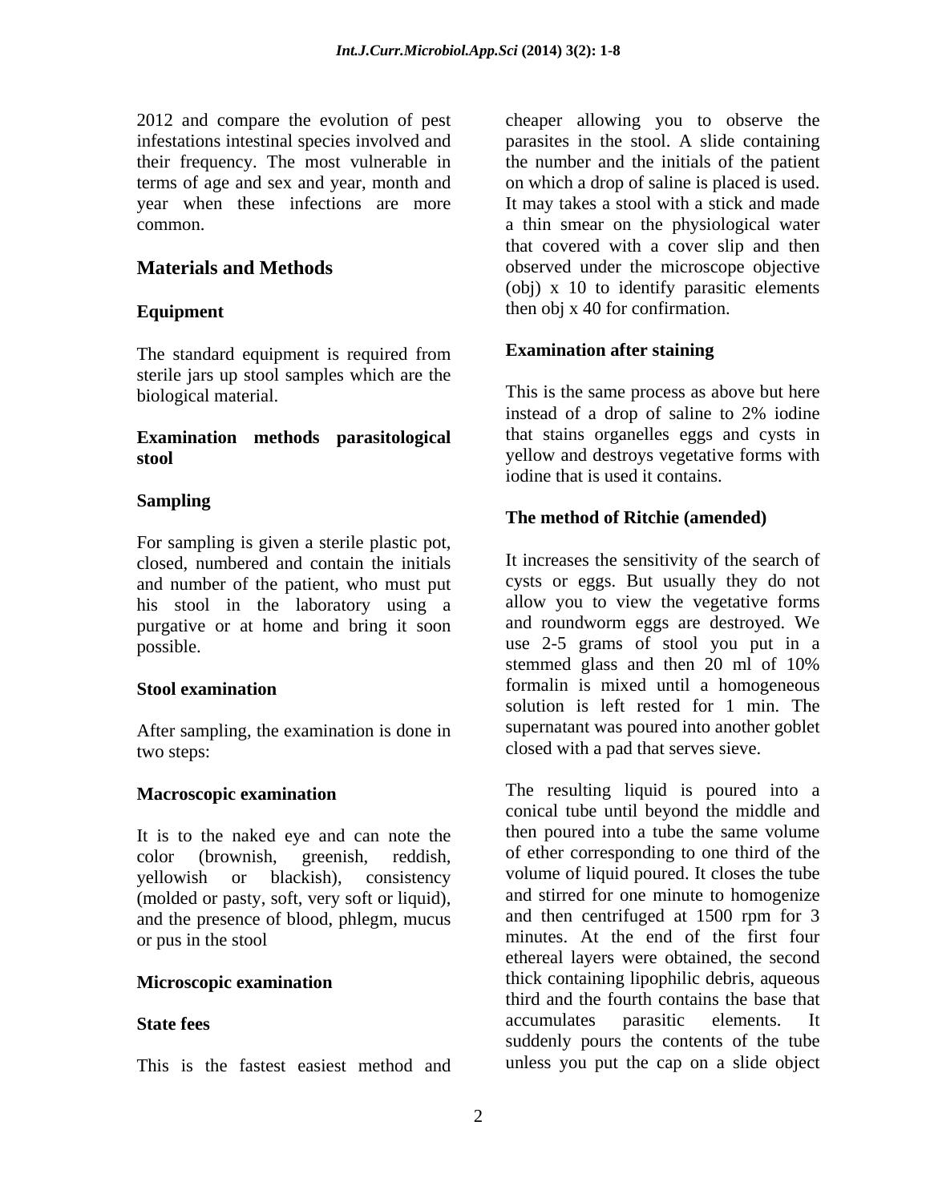2012 and compare the evolution of pest infestations intestinal species involved and their frequency. The most vulnerable in terms of age and sex and year, month and year when these infections are more common.

## Materials and Methods

### Equipment

The standard equipment is required from sterile jars up stool samples which are the biological material.

### Examination methods parasitological stool

### Sampling

For sampling is given a sterile plastic pot, closed, numbered and contain the initials and number of the patient, who must put his stool in the laboratory using a purgative or at home and bring it soon possible.

### Stool examination

After sampling, the examination is done in two steps:

### Macroscopic examination

It is to the naked eye and can note the color (brownish, greenish, reddish, yellowish or blackish), consistency (molded or pasty, soft, very soft or liquid), and the presence of blood, phlegm, mucus or pus in the stool

### Microscopic examination

### State fees

This is the fastest easiest method and cheaper allowing you to observe the parasites in the stool. A slide containing the number and the initials of the patient on which a drop of saline is placed is used. It may takes a stool with a stick and made a thin smear on the physiological water that covered with a cover slip and then observed under the microscope objective (obj) x 10 to identify parasitic elements then obj x 40 for confirmation.

### Examination after staining

This is the same process as above but here instead of a drop of saline to 2% iodine that stains organelles eggs and cysts in yellow and destroys vegetative forms with iodine that is used it contains.

### The method of Ritchie (amended)

It increases the sensitivity of the search of cysts or eggs. But usually they do not allow you to view the vegetative forms and roundworm eggs are destroyed. We use 2-5 grams of stool you put in a stemmed glass and then 20 ml of 10% formalin is mixed until a homogeneous solution is left rested for 1 min. The supernatant was poured into another goblet closed with a pad that serves sieve.

The resulting liquid is poured into a conical tube until beyond the middle and then poured into a tube the same volume of ether corresponding to one third of the volume of liquid poured. It closes the tube and stirred for one minute to homogenize and then centrifuged at 1500 rpm for 3 minutes. At the end of the first four ethereal layers were obtained, the second thick containing lipophilic debris, aqueous third and the fourth contains the base that accumulates parasitic elements. It suddenly pours the contents of the tube unless you put the cap on a slide object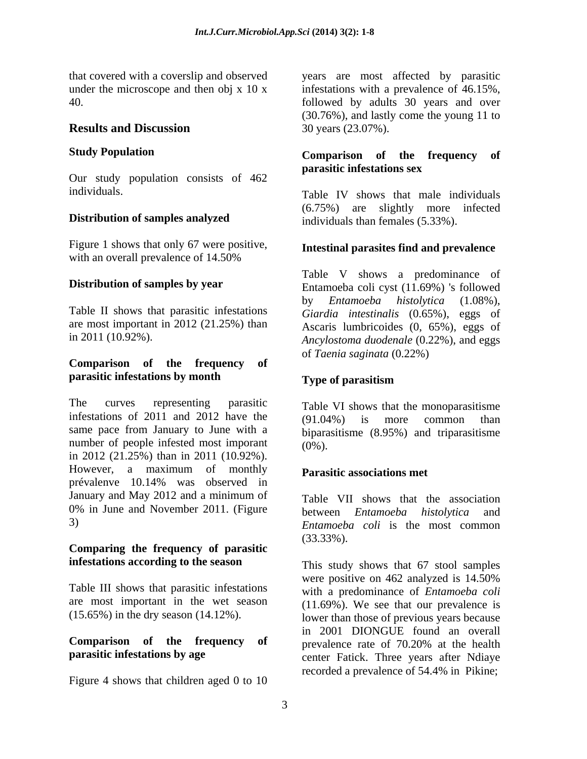that covered with a coverslip and observed under the microscope and then obj x 10 x 40.

## Results and Discussion

### Study Population

Our study population consists of 462 individuals.

### Distribution of samples analyzed

Figure 1 shows that only 67 were positive, with an overall prevalence of 14.50%

### Distribution of samples by year

Table II shows that parasitic infestations are most important in 2012 (21.25%) than in 2011 (10.92%).

### Comparison of the frequency of parasitic infestations by month

The curves representing parasitic infestations of 2011 and 2012 have the same pace from January to June with a number of people infested most imporant in 2012 (21.25%) than in 2011 (10.92%). However, a maximum of monthly prévalenve 10.14% was observed in January and May 2012 and a minimum of 0% in June and November 2011. (Figure 3)

### Comparing the frequency of parasitic infestations according to the season

Table III shows that parasitic infestations are most important in the wet season (15.65%) in the dry season (14.12%).

### Comparison of the frequency of parasitic infestations by age

Figure 4 shows that children aged 0 to 10 years are most affected by parasitic infestations with a prevalence of 46.15%, followed by adults 30 years and over (30.76%), and lastly come the young 11 to 30 years (23.07%).

### Comparison of the frequency of parasitic infestations sex

Table IV shows that male individuals (6.75%) are slightly more infected individuals than females (5.33%).

### Intestinal parasites find and prevalence

Table V shows a predominance of Entamoeba coli cyst (11.69%) 's followed by *Entamoeba histolytica* (1.08%), *Giardia intestinalis* (0.65%), eggs of Ascaris lumbricoides (0, 65%), eggs of *Ancylostoma duodenale* (0.22%), and eggs of *Taenia saginata* (0.22%)

### Type of parasitism

Table VI shows that the monoparasitisme (91.04%) is more common than biparasitisme (8.95%) and triparasitisme (0%).

### Parasitic associations met

Table VII shows that the association between *Entamoeba histolytica* and *Entamoeba coli* is the most common (33.33%).

This study shows that 67 stool samples were positive on 462 analyzed is 14.50% with a predominance of *Entamoeba coli* (11.69%). We see that our prevalence is lower than those of previous years because in 2001 DIONGUE found an overall prevalence rate of 70.20% at the health center Fatick. Three years after Ndiaye recorded a prevalence of 54.4% in Pikine;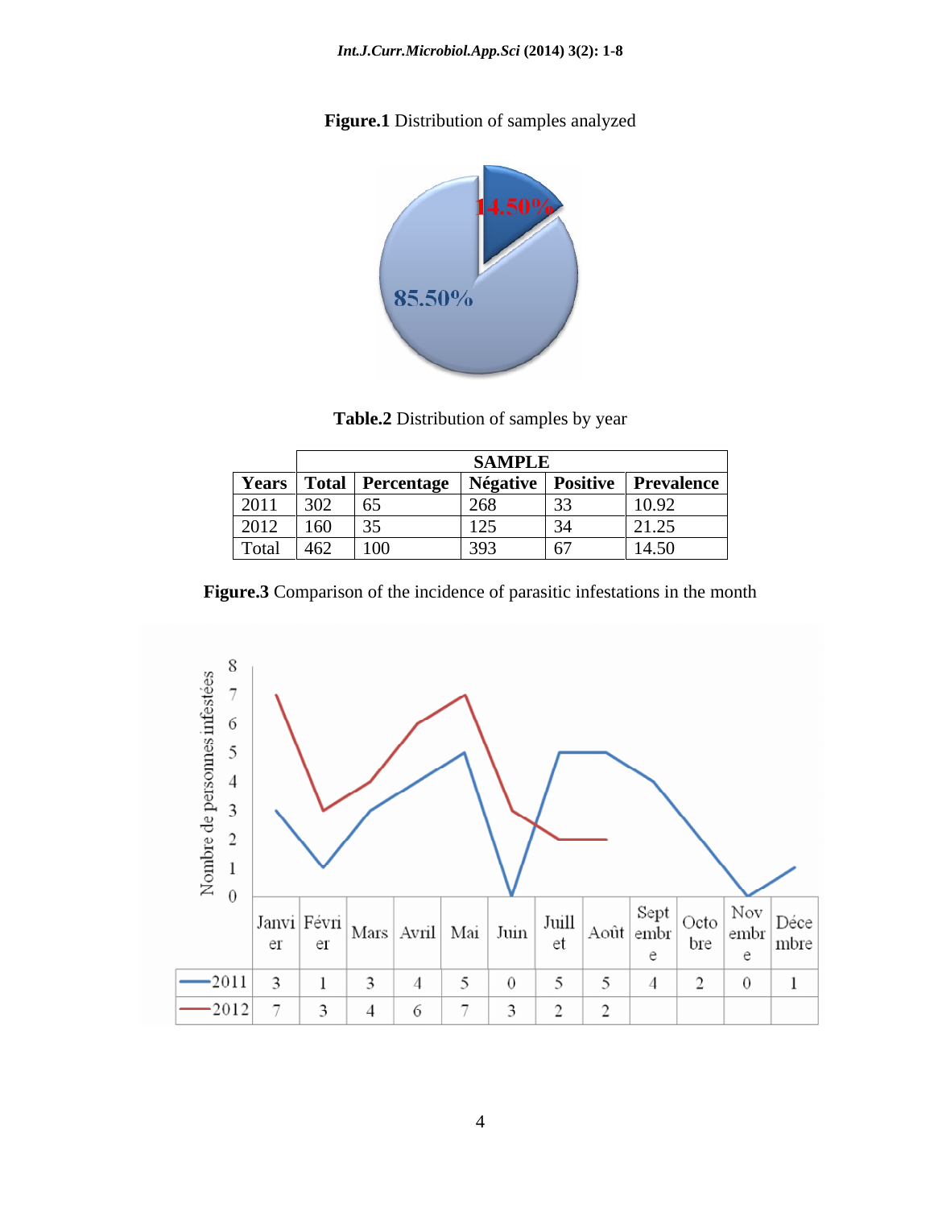**Figure.1** Distribution of samples analyzed

**Table.2** Distribution of samples by year

| | SAMPLE | | | | |
|---|---|---|---|---|---|
| **Years** | **Total** | **Percentage** | **Négative** | **Positive** | **Prevalence** |
| 2011 | 302 | 65 | 268 | 33 | 10.92 |
| 2012 | 160 | 35 | 125 | 34 | 21.25 |
| Total | 462 | 100 | 393 | 67 | 14.50 |

**Figure.3** Comparison of the incidence of parasitic infestations in the month

| | Janvier | Février | Mars | Avril | Mai | Juin | Juillet | Août | Septembre | Octobre | Novembre | Décembre |
|---|---|---|---|---|---|---|---|---|---|---|---|---|
| 2011 | 3 | 1 | 3 | 4 | 5 | 0 | 5 | 5 | 4 | 2 | 0 | 1 |
| 2012 | 7 | 3 | 4 | 6 | 7 | 3 | 2 | 2 | | | | |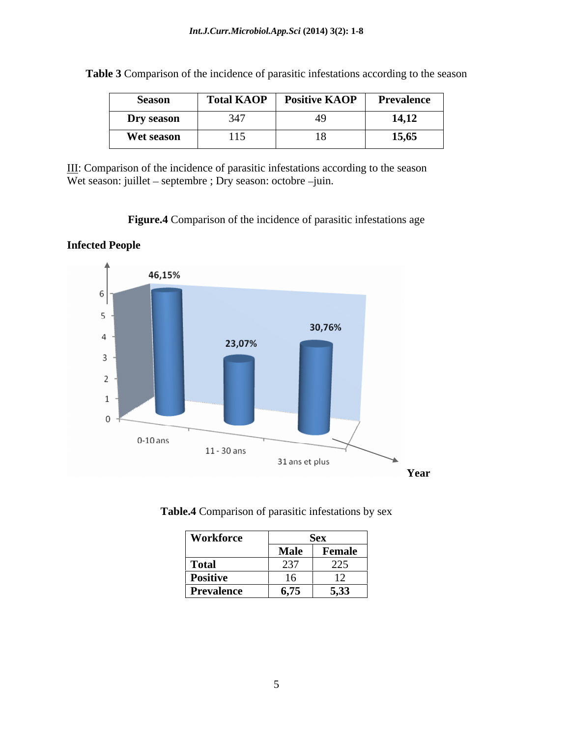**Table 3** Comparison of the incidence of parasitic infestations according to the season

| Season | Total KAOP | Positive KAOP | Prevalence |
|---|---|---|---|
| **Dry season** | 347 | 49 | **14,12** |
| **Wet season** | 115 | 18 | **15,65** |

III: Comparison of the incidence of parasitic infestations according to the season
Wet season: juillet – septembre ; Dry season: octobre –juin.

**Figure.4** Comparison of the incidence of parasitic infestations age

**Infected People**

46,15%

23,07%

30,76%

0-10 ans

11 - 30 ans

31 ans et plus

**Year**

**Table.4** Comparison of parasitic infestations by sex

| Workforce | Sex | |
|---|---|---|
| | **Male** | **Female** |
| **Total** | 237 | 225 |
| **Positive** | 16 | 12 |
| **Prevalence** | **6,75** | **5,33** |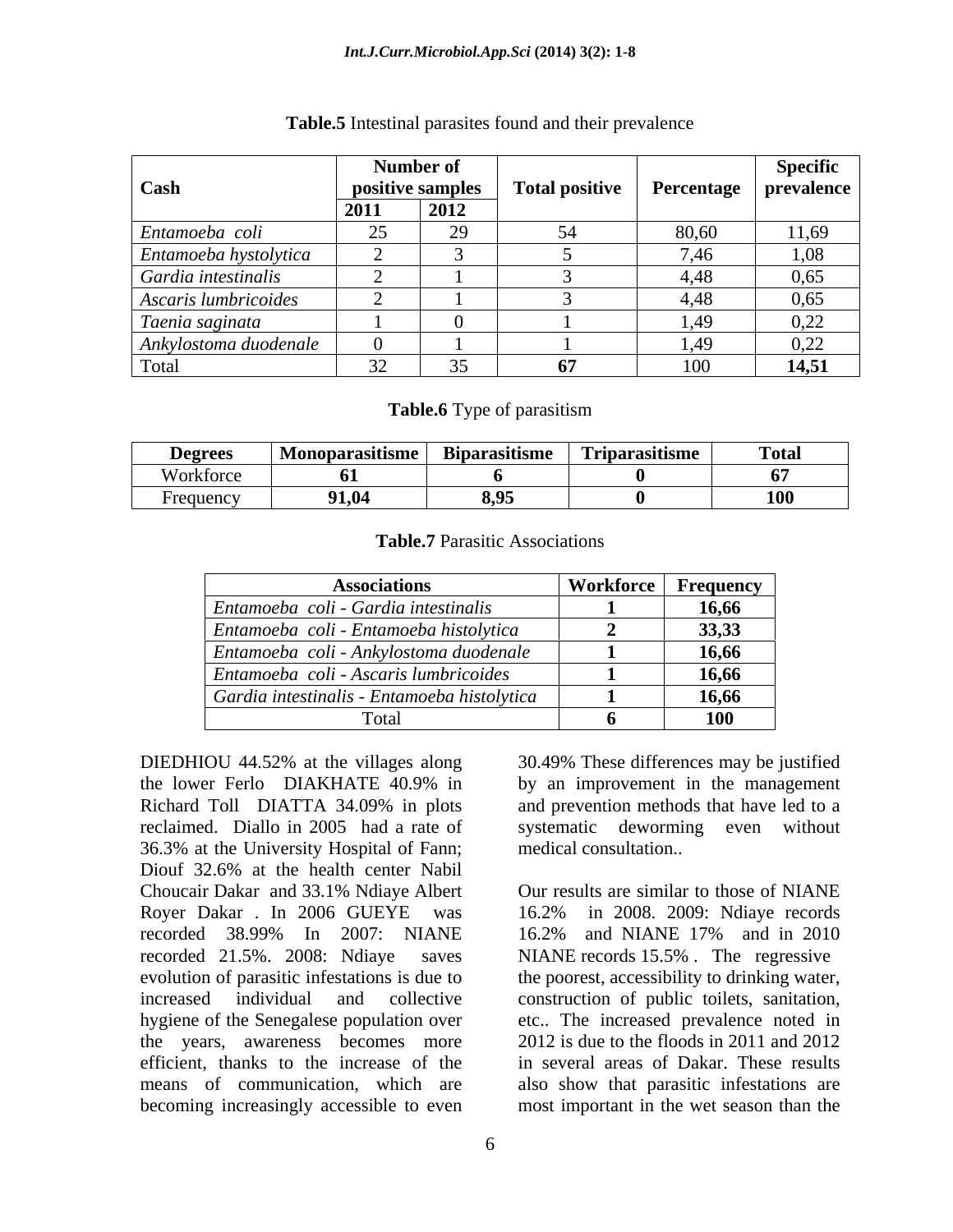**Table.5** Intestinal parasites found and their prevalence

| Cash | Number of positive samples | | Total positive | Percentage | Specific prevalence |
|---|---|---|---|---|---|
| | 2011 | 2012 | | | |
| *Entamoeba coli* | 25 | 29 | 54 | 80,60 | 11,69 |
| *Entamoeba hystolytica* | 2 | 3 | 5 | 7,46 | 1,08 |
| *Gardia intestinalis* | 2 | 1 | 3 | 4,48 | 0,65 |
| *Ascaris lumbricoides* | 2 | 1 | 3 | 4,48 | 0,65 |
| *Taenia saginata* | 1 | 0 | 1 | 1,49 | 0,22 |
| *Ankylostoma duodenale* | 0 | 1 | 1 | 1,49 | 0,22 |
| Total | 32 | 35 | **67** | 100 | **14,51** |

**Table.6** Type of parasitism

| Degrees | Monoparasitisme | Biparasitisme | Triparasitisme | Total |
|---|---|---|---|---|
| Workforce | **61** | **6** | **0** | **67** |
| Frequency | **91,04** | **8,95** | **0** | **100** |

**Table.7** Parasitic Associations

| Associations | Workforce | Frequency |
|---|---|---|
| *Entamoeba coli - Gardia intestinalis* | **1** | **16,66** |
| *Entamoeba coli - Entamoeba histolytica* | **2** | **33,33** |
| *Entamoeba coli - Ankylostoma duodenale* | **1** | **16,66** |
| *Entamoeba coli - Ascaris lumbricoides* | **1** | **16,66** |
| *Gardia intestinalis - Entamoeba histolytica* | **1** | **16,66** |
| Total | **6** | **100** |

DIEDHIOU 44.52% at the villages along the lower Ferlo DIAKHATE 40.9% in Richard Toll DIATTA 34.09% in plots reclaimed. Diallo in 2005 had a rate of 36.3% at the University Hospital of Fann; Diouf 32.6% at the health center Nabil Choucair Dakar and 33.1% Ndiaye Albert Royer Dakar . In 2006 GUEYE was recorded 38.99% In 2007: NIANE recorded 21.5%. 2008: Ndiaye saves evolution of parasitic infestations is due to increased individual and collective hygiene of the Senegalese population over the years, awareness becomes more efficient, thanks to the increase of the means of communication, which are becoming increasingly accessible to even 30.49% These differences may be justified by an improvement in the management and prevention methods that have led to a systematic deworming even without medical consultation..

Our results are similar to those of NIANE 16.2% in 2008. 2009: Ndiaye records 16.2% and NIANE 17% and in 2010 NIANE records 15.5% . The regressive the poorest, accessibility to drinking water, construction of public toilets, sanitation, etc.. The increased prevalence noted in 2012 is due to the floods in 2011 and 2012 in several areas of Dakar. These results also show that parasitic infestations are most important in the wet season than the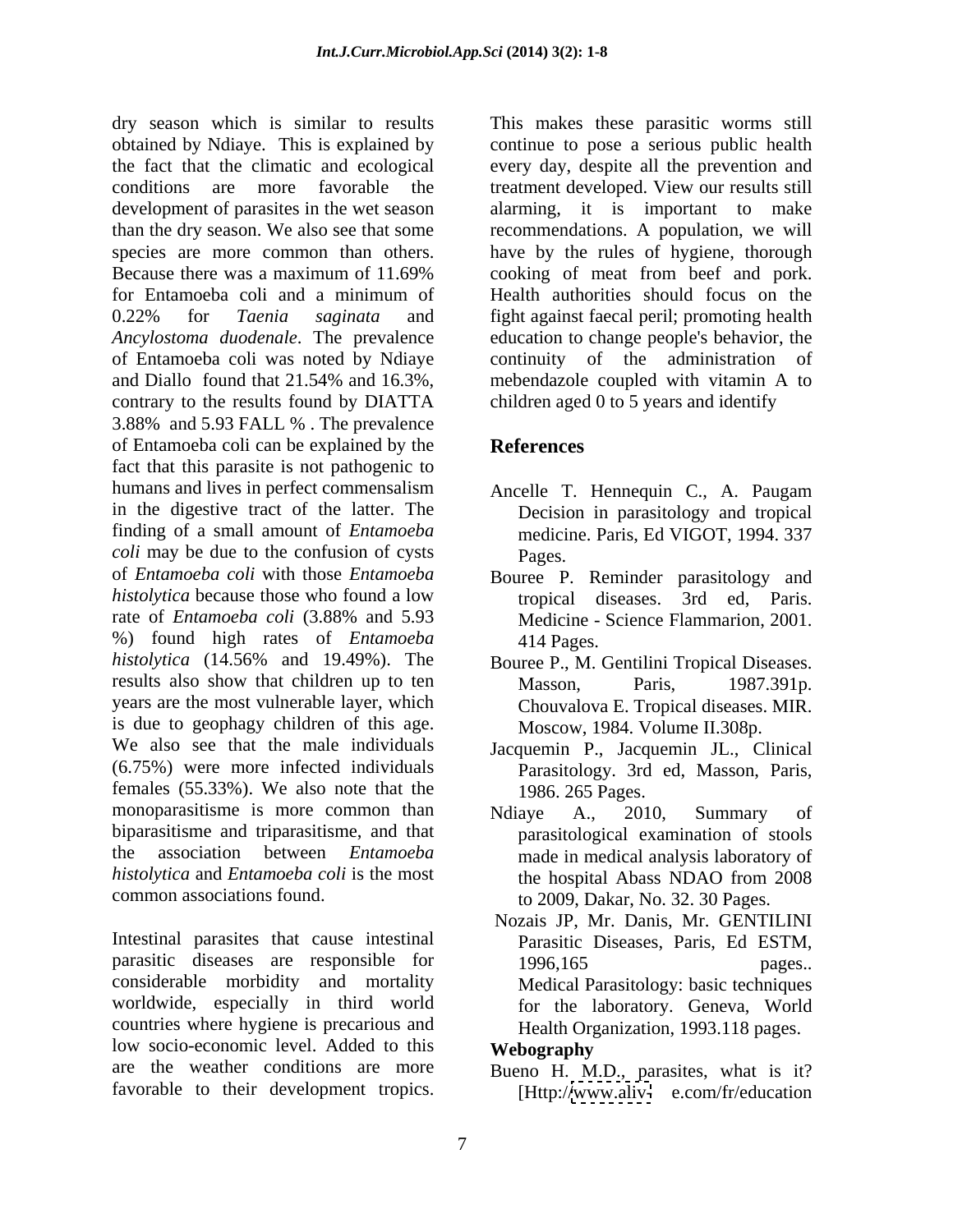dry season which is similar to results obtained by Ndiaye. This is explained by the fact that the climatic and ecological conditions are more favorable the development of parasites in the wet season than the dry season. We also see that some species are more common than others. Because there was a maximum of 11.69% for Entamoeba coli and a minimum of 0.22% for *Taenia saginata* and *Ancylostoma duodenale*. The prevalence of Entamoeba coli was noted by Ndiaye and Diallo found that 21.54% and 16.3%, contrary to the results found by DIATTA 3.88% and 5.93 FALL % . The prevalence of Entamoeba coli can be explained by the fact that this parasite is not pathogenic to humans and lives in perfect commensalism in the digestive tract of the latter. The finding of a small amount of *Entamoeba coli* may be due to the confusion of cysts of *Entamoeba coli* with those *Entamoeba histolytica* because those who found a low rate of *Entamoeba coli* (3.88% and 5.93 %) found high rates of *Entamoeba histolytica* (14.56% and 19.49%). The results also show that children up to ten years are the most vulnerable layer, which is due to geophagy children of this age. We also see that the male individuals (6.75%) were more infected individuals females (55.33%). We also note that the monoparasitisme is more common than biparasitisme and triparasitisme, and that the association between *Entamoeba histolytica* and *Entamoeba coli* is the most common associations found.

Intestinal parasites that cause intestinal parasitic diseases are responsible for considerable morbidity and mortality worldwide, especially in third world countries where hygiene is precarious and low socio-economic level. Added to this are the weather conditions are more favorable to their development tropics. This makes these parasitic worms still continue to pose a serious public health every day, despite all the prevention and treatment developed. View our results still alarming, it is important to make recommendations. A population, we will have by the rules of hygiene, thorough cooking of meat from beef and pork. Health authorities should focus on the fight against faecal peril; promoting health education to change people's behavior, the continuity of the administration of mebendazole coupled with vitamin A to children aged 0 to 5 years and identify

## References

Ancelle T. Hennequin C., A. Paugam Decision in parasitology and tropical medicine. Paris, Ed VIGOT, 1994. 337 Pages.

Bouree P. Reminder parasitology and tropical diseases. 3rd ed, Paris. Medicine - Science Flammarion, 2001. 414 Pages.

Bouree P., M. Gentilini Tropical Diseases. Masson, Paris, 1987.391p. Chouvalova E. Tropical diseases. MIR. Moscow, 1984. Volume II.308p.

Jacquemin P., Jacquemin JL., Clinical Parasitology. 3rd ed, Masson, Paris, 1986. 265 Pages.

Ndiaye A., 2010, Summary of parasitological examination of stools made in medical analysis laboratory of the hospital Abass NDAO from 2008 to 2009, Dakar, No. 32. 30 Pages.

Nozais JP, Mr. Danis, Mr. GENTILINI Parasitic Diseases, Paris, Ed ESTM, 1996,165 pages.. Medical Parasitology: basic techniques for the laboratory. Geneva, World Health Organization, 1993.118 pages.

**Webography**

Bueno H. M.D., parasites, what is it? [Http://www.aliv- e.com/fr/education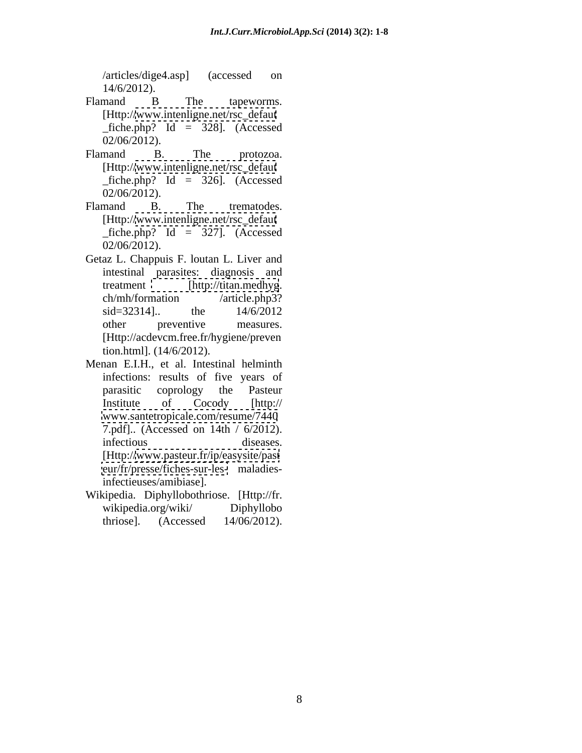/articles/dige4.asp] (accessed on 14/6/2012).

Flamand B The tapeworms. [Http://www.intenligne.net/rsc_defaut_fiche.php? Id = 328]. (Accessed 02/06/2012).

Flamand B. The protozoa. [Http://www.intenligne.net/rsc_defaut_fiche.php? Id = 326]. (Accessed 02/06/2012).

Flamand B. The trematodes. [Http://www.intenligne.net/rsc_defaut_fiche.php? Id = 327]. (Accessed 02/06/2012).

Getaz L. Chappuis F. loutan L. Liver and intestinal parasites: diagnosis and treatment [http://titan.medhyg.ch/mh/formation /article.php3? sid=32314].. the 14/6/2012 other preventive measures. [Http://acdevcm.free.fr/hygiene/prevention.html]. (14/6/2012).

Menan E.I.H., et al. Intestinal helminth infections: results of five years of parasitic coprology the Pasteur Institute of Cocody [http:// www.santetropicale.com/resume/74407.pdf].. (Accessed on 14th / 6/2012). infectious diseases. [Http://www.pasteur.fr/ip/easysite/pasteur/fr/presse/fiches-sur-les- maladies-infectieuses/amibiase].

Wikipedia. Diphyllobothriose. [Http://fr.wikipedia.org/wiki/ Diphyllobothriose]. (Accessed 14/06/2012).